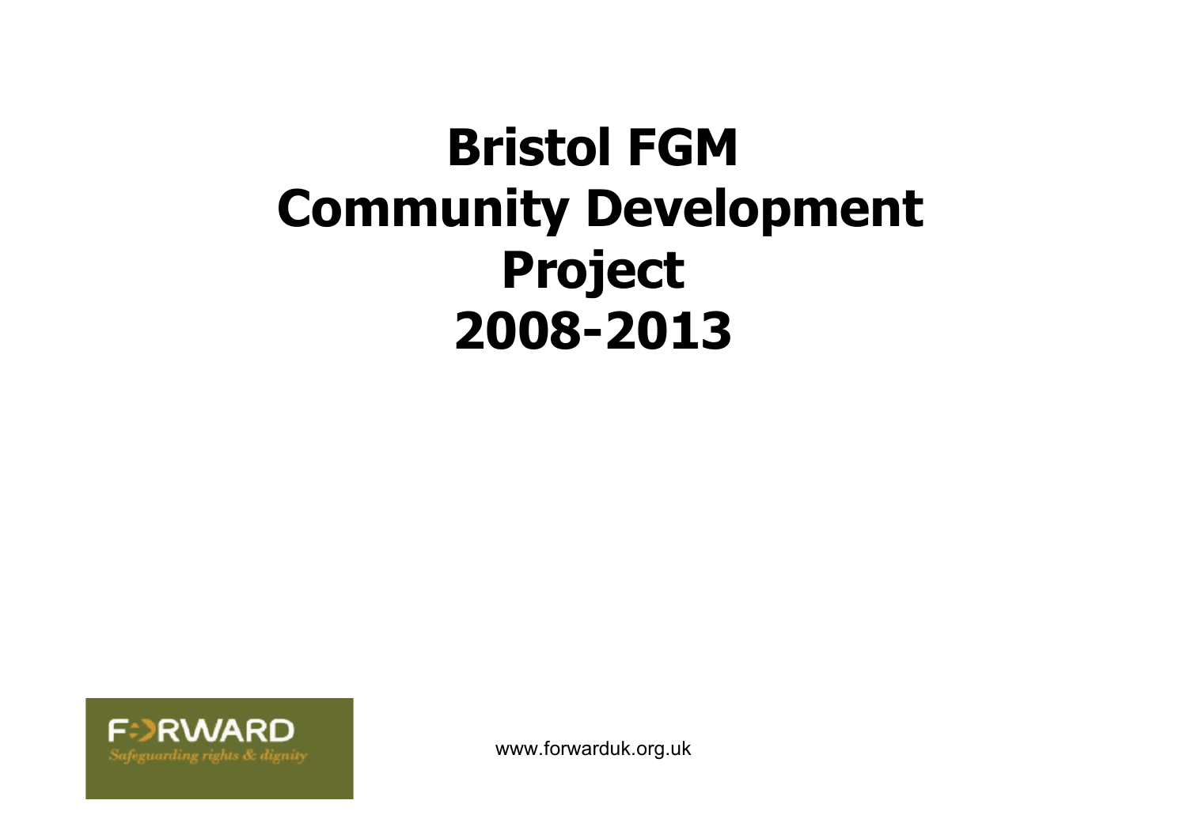# Bristol FGM Community Development Project 2008-2013

FORWARD

*Safeguarding rights & dignity*

www.forwarduk.org.uk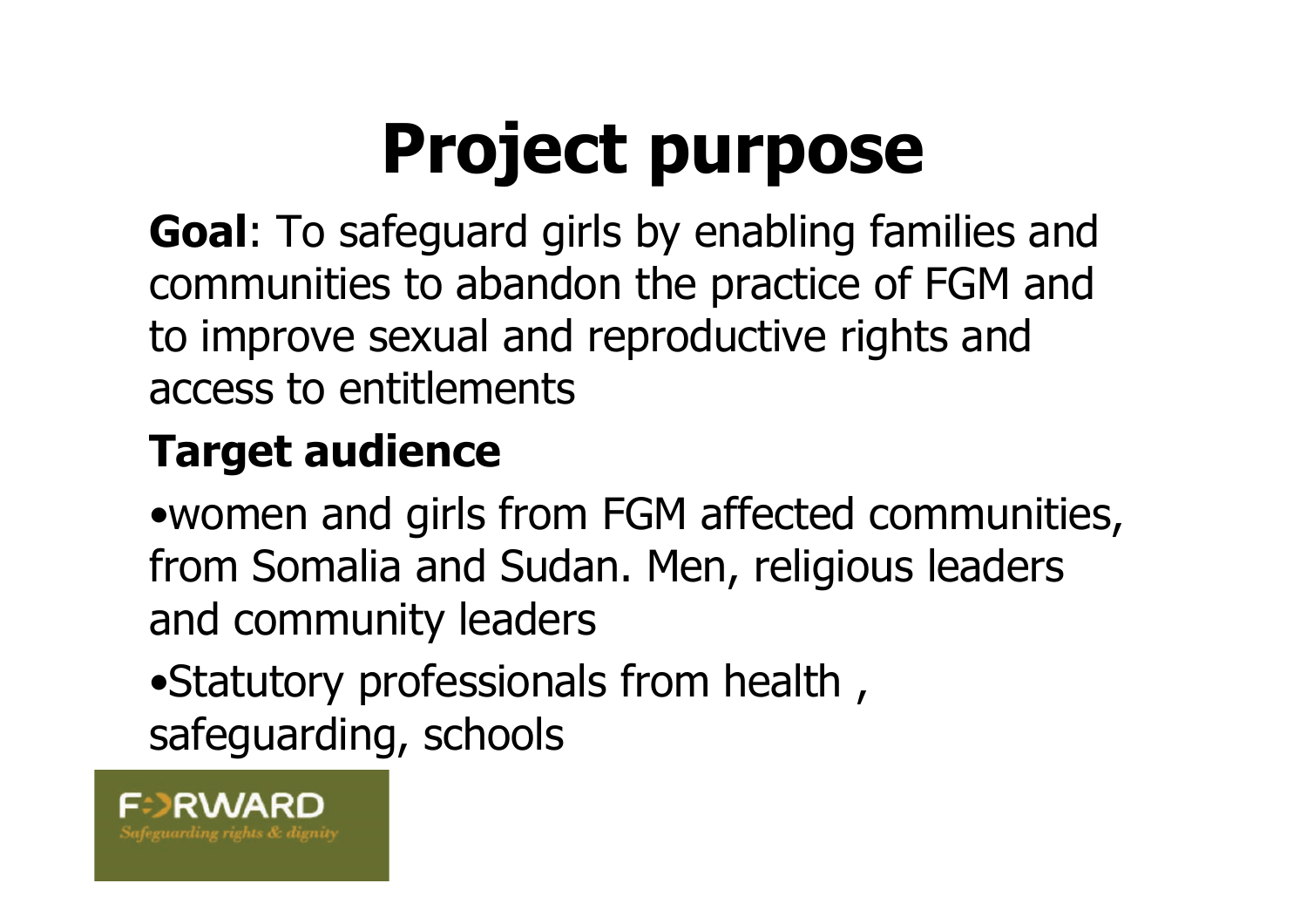# Project purpose

**Goal**: To safeguard girls by enabling families and communities to abandon the practice of FGM and to improve sexual and reproductive rights and access to entitlements

## Target audience

- women and girls from FGM affected communities, from Somalia and Sudan. Men, religious leaders and community leaders
- Statutory professionals from health , safeguarding, schools

FORWARD
*Safeguarding rights & dignity*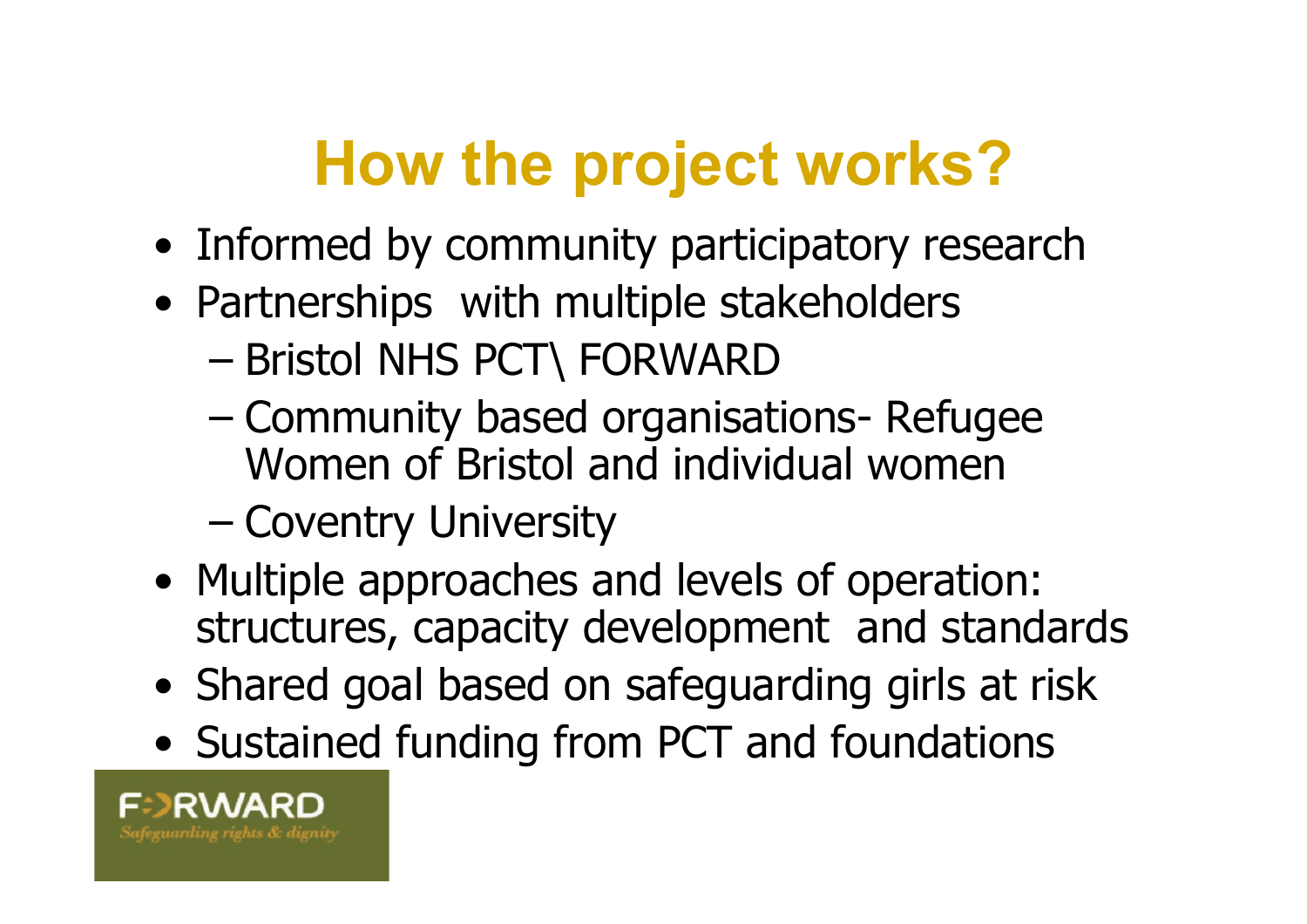# How the project works?

- Informed by community participatory research
- Partnerships with multiple stakeholders
  - Bristol NHS PCT\ FORWARD
  - Community based organisations- Refugee Women of Bristol and individual women
  - Coventry University
- Multiple approaches and levels of operation: structures, capacity development and standards
- Shared goal based on safeguarding girls at risk
- Sustained funding from PCT and foundations

FORWARD
*Safeguarding rights & dignity*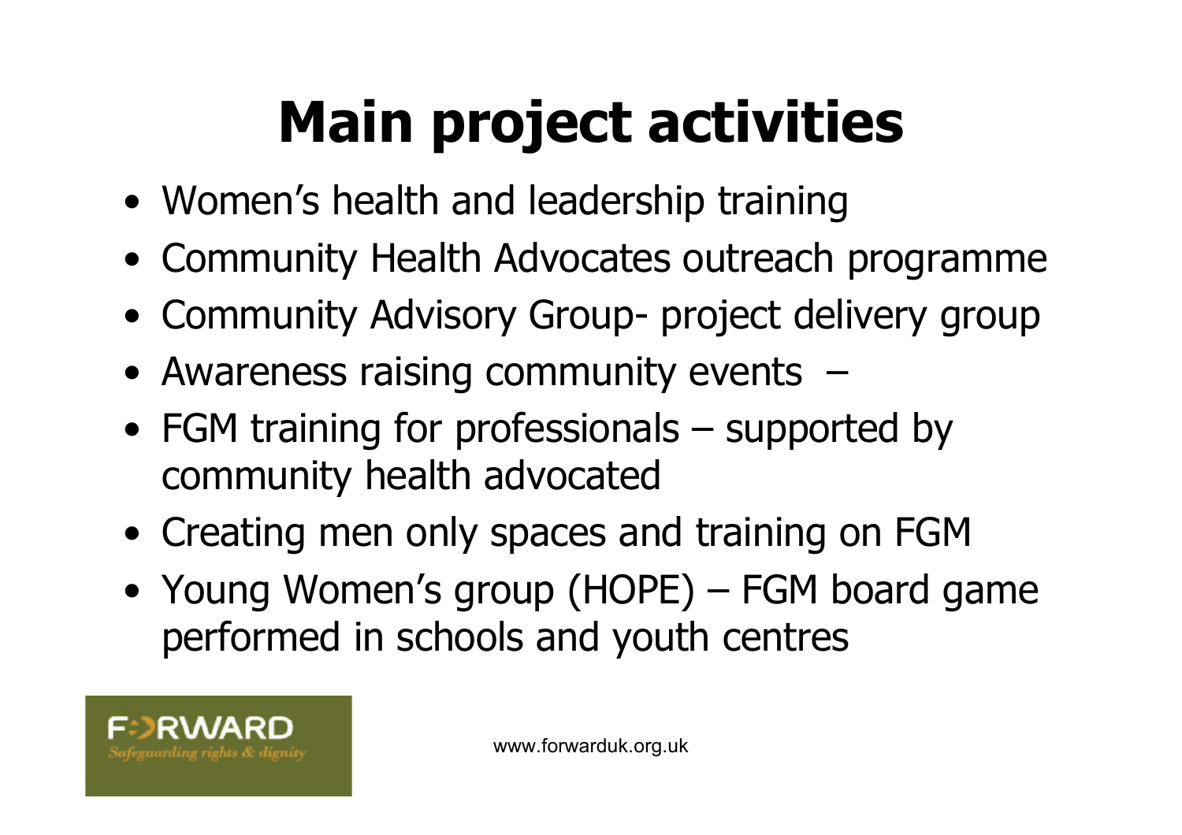# Main project activities

- Women's health and leadership training
- Community Health Advocates outreach programme
- Community Advisory Group- project delivery group
- Awareness raising community events –
- FGM training for professionals – supported by community health advocated
- Creating men only spaces and training on FGM
- Young Women's group (HOPE) – FGM board game performed in schools and youth centres

FORWARD
*Safeguarding rights & dignity*

www.forwarduk.org.uk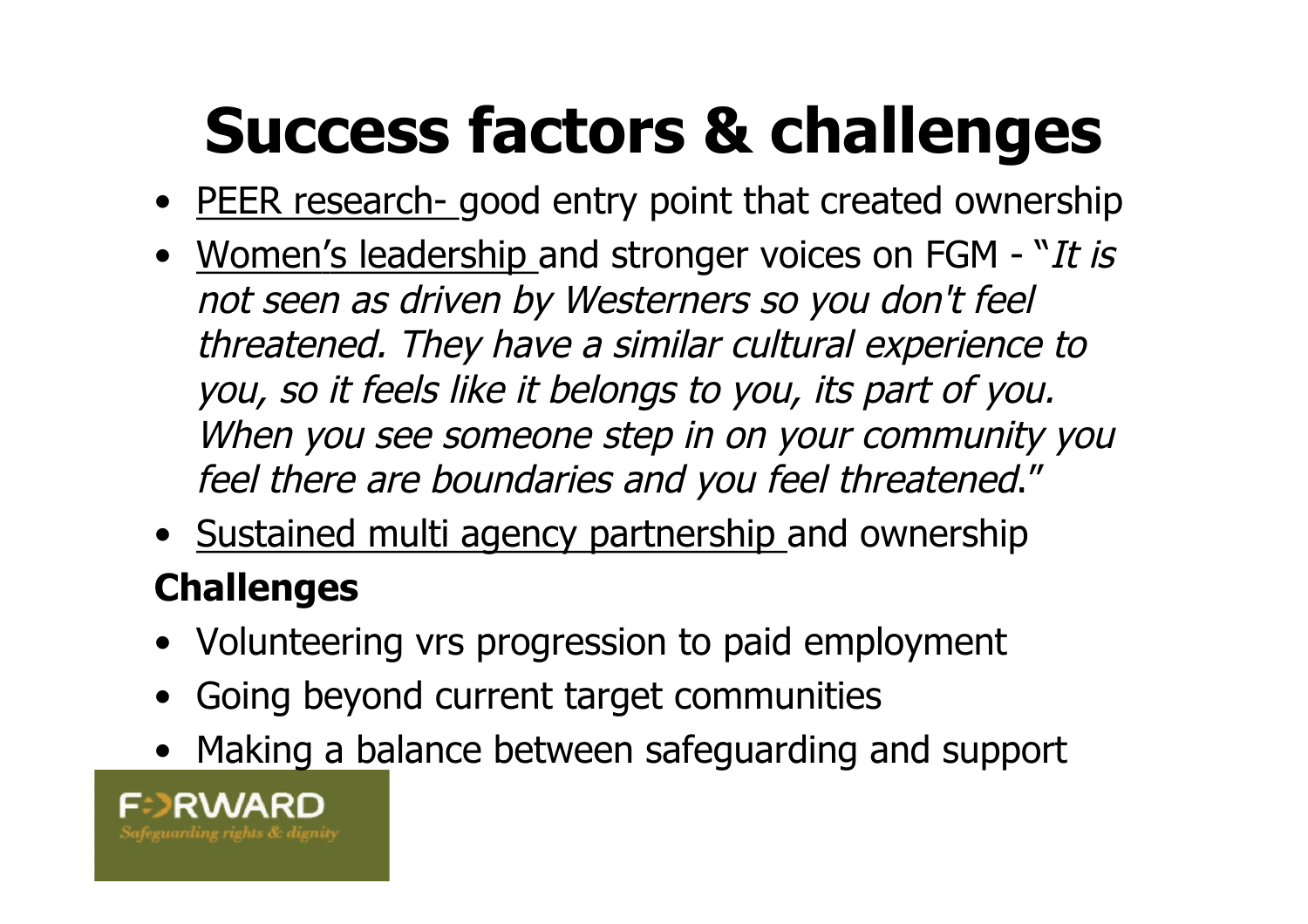# Success factors & challenges

- PEER research- good entry point that created ownership
- Women's leadership and stronger voices on FGM - "*It is not seen as driven by Westerners so you don't feel threatened. They have a similar cultural experience to you, so it feels like it belongs to you, its part of you. When you see someone step in on your community you feel there are boundaries and you feel threatened*."
- Sustained multi agency partnership and ownership

**Challenges**

- Volunteering vrs progression to paid employment
- Going beyond current target communities
- Making a balance between safeguarding and support

FORWARD
*Safeguarding rights & dignity*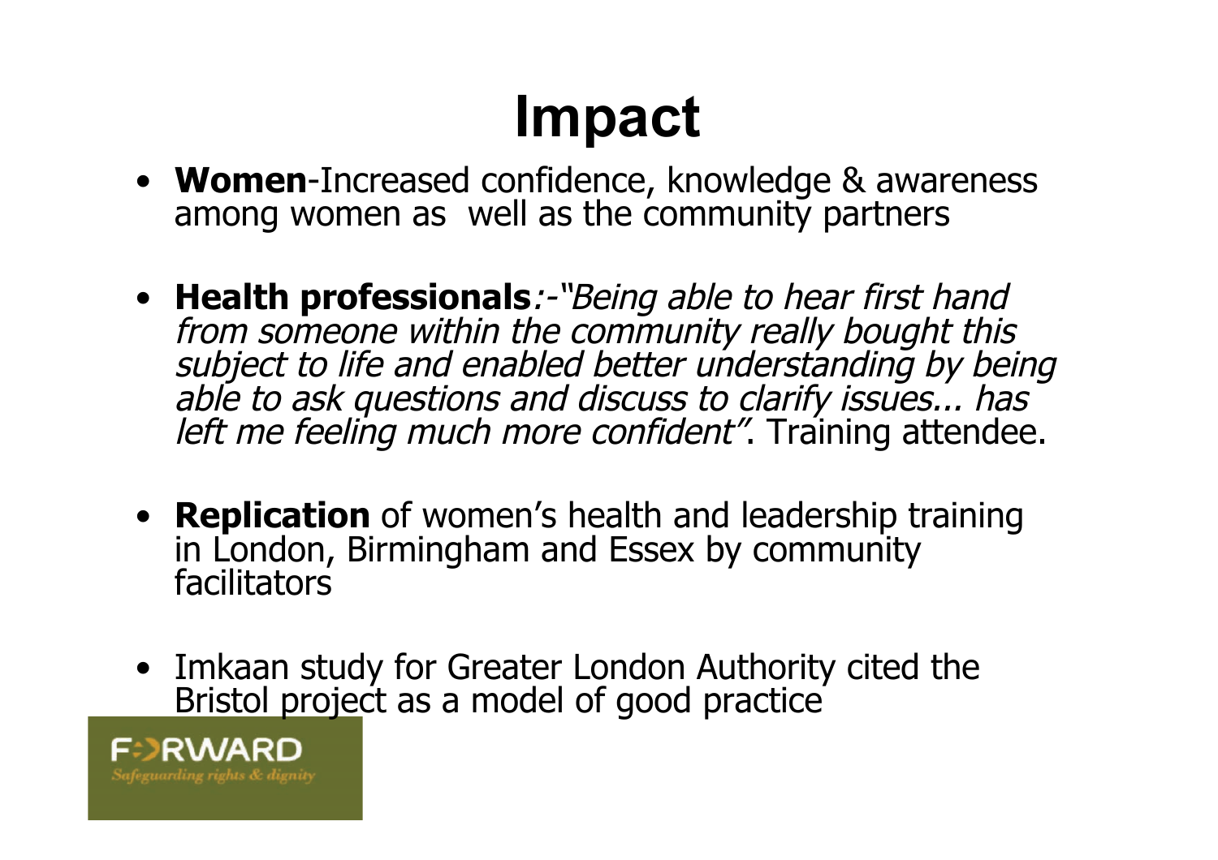# Impact

- **Women**-Increased confidence, knowledge & awareness among women as well as the community partners

- **Health professionals**:-*"Being able to hear first hand from someone within the community really bought this subject to life and enabled better understanding by being able to ask questions and discuss to clarify issues... has left me feeling much more confident"*. Training attendee.

- **Replication** of women's health and leadership training in London, Birmingham and Essex by community facilitators

- Imkaan study for Greater London Authority cited the Bristol project as a model of good practice

FORWARD
Safeguarding rights & dignity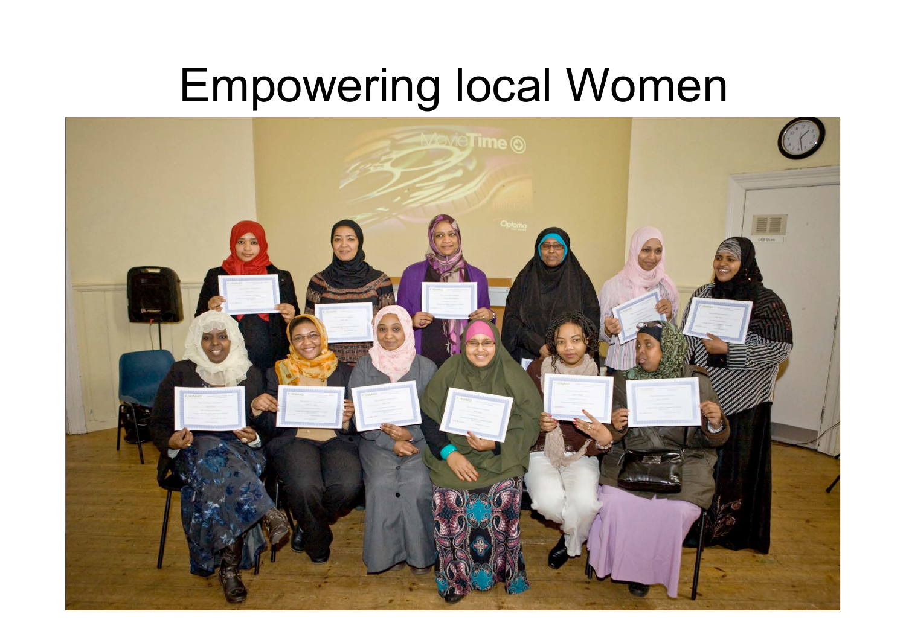# Empowering local Women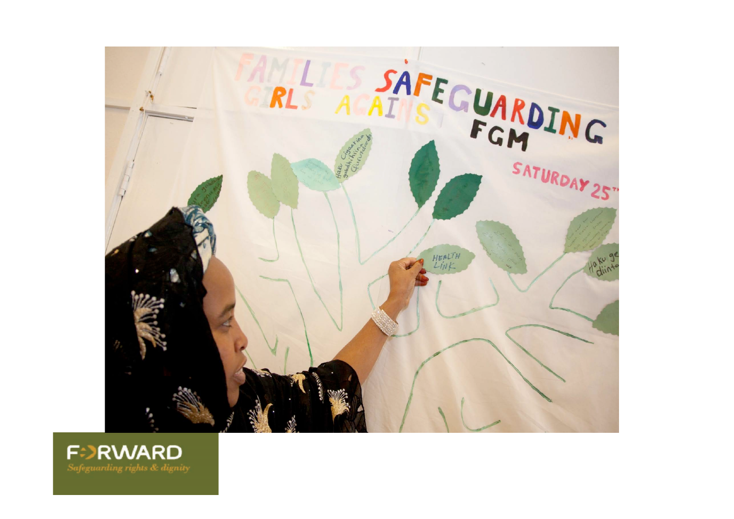FORWARD

*Safeguarding rights & dignity*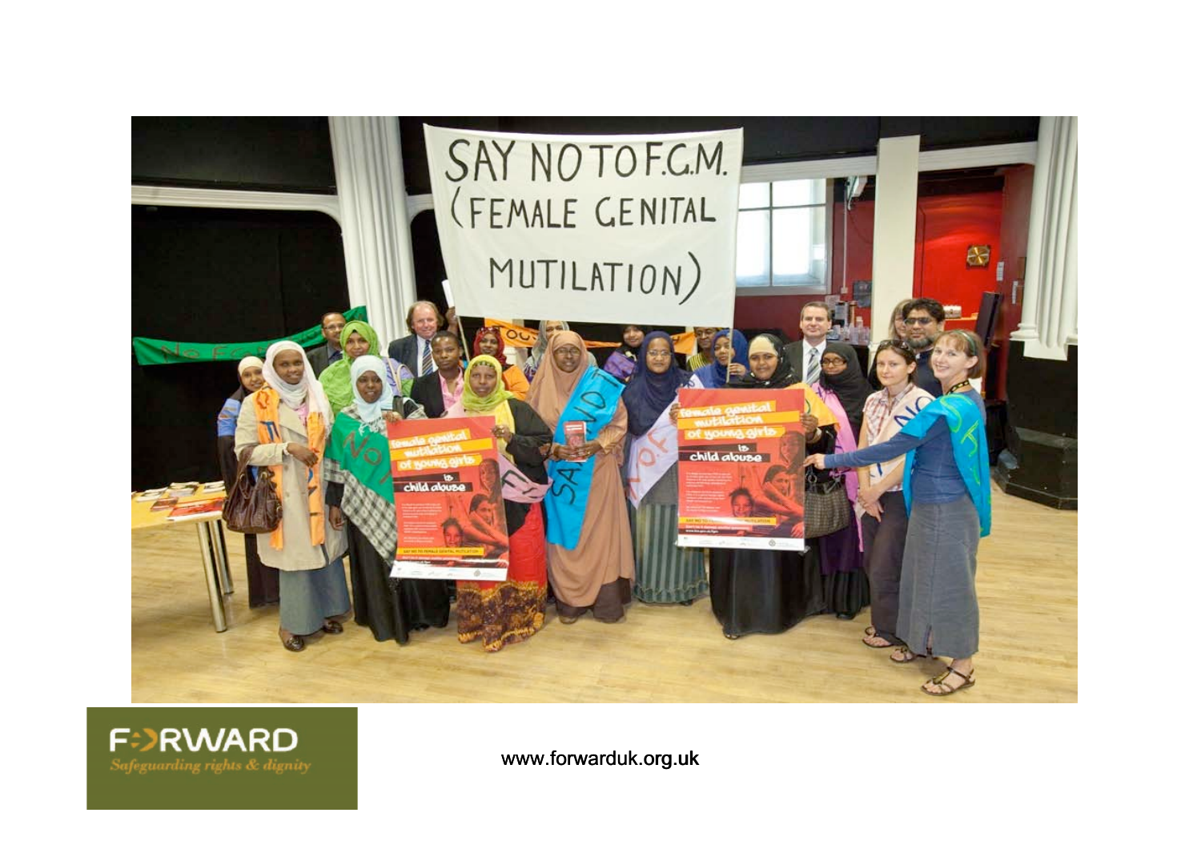FORWARD

*Safeguarding rights & dignity*

www.forwarduk.org.uk